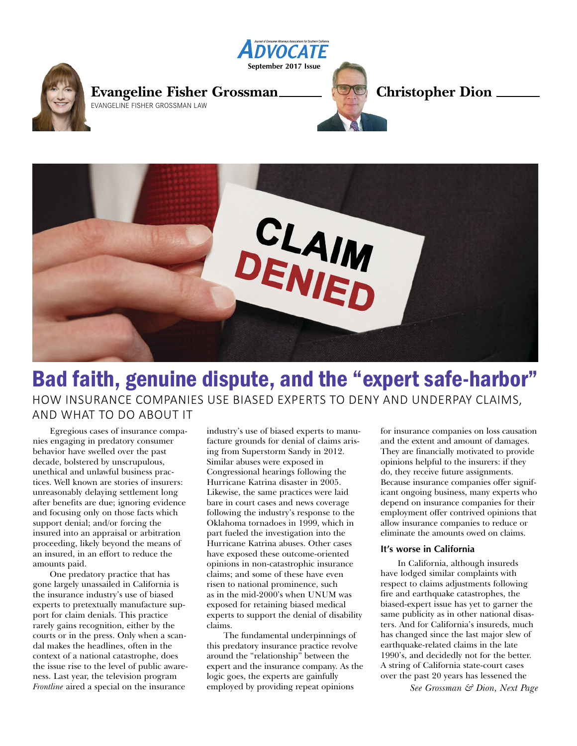Evangeline Fisher Grossman
EVANGELINE FISHER GROSSMAN LAW

Christopher Dion

# Bad faith, genuine dispute, and the "expert safe-harbor"

## HOW INSURANCE COMPANIES USE BIASED EXPERTS TO DENY AND UNDERPAY CLAIMS, AND WHAT TO DO ABOUT IT

Egregious cases of insurance companies engaging in predatory consumer behavior have swelled over the past decade, bolstered by unscrupulous, unethical and unlawful business practices. Well known are stories of insurers: unreasonably delaying settlement long after benefits are due; ignoring evidence and focusing only on those facts which support denial; and/or forcing the insured into an appraisal or arbitration proceeding, likely beyond the means of an insured, in an effort to reduce the amounts paid.

One predatory practice that has gone largely unassailed in California is the insurance industry's use of biased experts to pretextually manufacture support for claim denials. This practice rarely gains recognition, either by the courts or in the press. Only when a scandal makes the headlines, often in the context of a national catastrophe, does the issue rise to the level of public awareness. Last year, the television program *Frontline* aired a special on the insurance industry's use of biased experts to manufacture grounds for denial of claims arising from Superstorm Sandy in 2012. Similar abuses were exposed in Congressional hearings following the Hurricane Katrina disaster in 2005. Likewise, the same practices were laid bare in court cases and news coverage following the industry's response to the Oklahoma tornadoes in 1999, which in part fueled the investigation into the Hurricane Katrina abuses. Other cases have exposed these outcome-oriented opinions in non-catastrophic insurance claims; and some of these have even risen to national prominence, such as in the mid-2000's when UNUM was exposed for retaining biased medical experts to support the denial of disability claims.

The fundamental underpinnings of this predatory insurance practice revolve around the "relationship" between the expert and the insurance company. As the logic goes, the experts are gainfully employed by providing repeat opinions for insurance companies on loss causation and the extent and amount of damages. They are financially motivated to provide opinions helpful to the insurers: if they do, they receive future assignments. Because insurance companies offer significant ongoing business, many experts who depend on insurance companies for their employment offer contrived opinions that allow insurance companies to reduce or eliminate the amounts owed on claims.

### It's worse in California

In California, although insureds have lodged similar complaints with respect to claims adjustments following fire and earthquake catastrophes, the biased-expert issue has yet to garner the same publicity as in other national disasters. And for California's insureds, much has changed since the last major slew of earthquake-related claims in the late 1990's, and decidedly not for the better. A string of California state-court cases over the past 20 years has lessened the

*See Grossman & Dion, Next Page*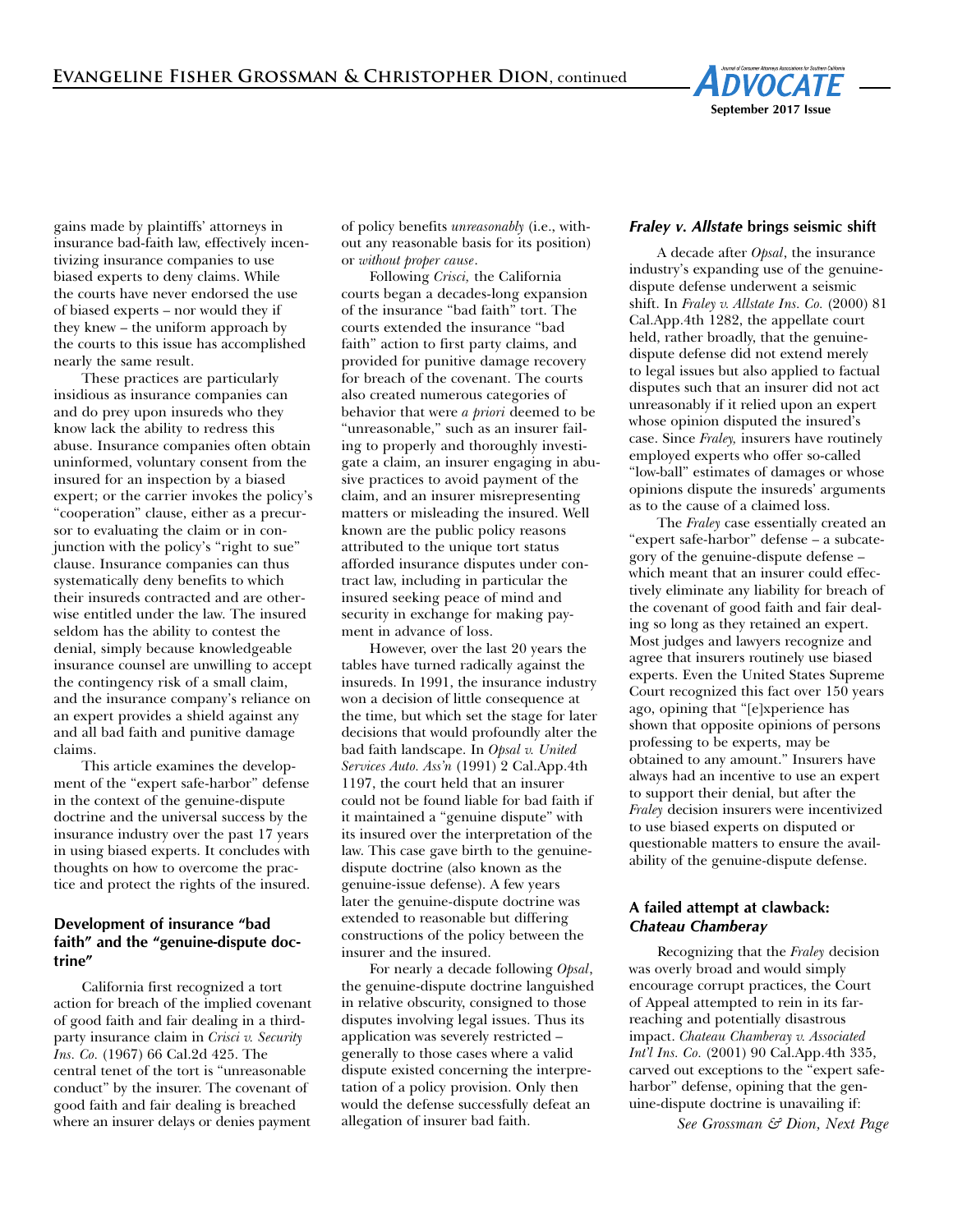gains made by plaintiffs' attorneys in insurance bad-faith law, effectively incentivizing insurance companies to use biased experts to deny claims. While the courts have never endorsed the use of biased experts – nor would they if they knew – the uniform approach by the courts to this issue has accomplished nearly the same result.

These practices are particularly insidious as insurance companies can and do prey upon insureds who they know lack the ability to redress this abuse. Insurance companies often obtain uninformed, voluntary consent from the insured for an inspection by a biased expert; or the carrier invokes the policy's "cooperation" clause, either as a precursor to evaluating the claim or in conjunction with the policy's "right to sue" clause. Insurance companies can thus systematically deny benefits to which their insureds contracted and are otherwise entitled under the law. The insured seldom has the ability to contest the denial, simply because knowledgeable insurance counsel are unwilling to accept the contingency risk of a small claim, and the insurance company's reliance on an expert provides a shield against any and all bad faith and punitive damage claims.

This article examines the development of the "expert safe-harbor" defense in the context of the genuine-dispute doctrine and the universal success by the insurance industry over the past 17 years in using biased experts. It concludes with thoughts on how to overcome the practice and protect the rights of the insured.

### Development of insurance "bad faith" and the "genuine-dispute doctrine"

California first recognized a tort action for breach of the implied covenant of good faith and fair dealing in a third-party insurance claim in *Crisci v. Security Ins. Co.* (1967) 66 Cal.2d 425. The central tenet of the tort is "unreasonable conduct" by the insurer. The covenant of good faith and fair dealing is breached where an insurer delays or denies payment of policy benefits *unreasonably* (i.e., without any reasonable basis for its position) or *without proper cause*.

Following *Crisci,* the California courts began a decades-long expansion of the insurance "bad faith" tort. The courts extended the insurance "bad faith" action to first party claims, and provided for punitive damage recovery for breach of the covenant. The courts also created numerous categories of behavior that were *a priori* deemed to be "unreasonable," such as an insurer failing to properly and thoroughly investigate a claim, an insurer engaging in abusive practices to avoid payment of the claim, and an insurer misrepresenting matters or misleading the insured. Well known are the public policy reasons attributed to the unique tort status afforded insurance disputes under contract law, including in particular the insured seeking peace of mind and security in exchange for making payment in advance of loss.

However, over the last 20 years the tables have turned radically against the insureds. In 1991, the insurance industry won a decision of little consequence at the time, but which set the stage for later decisions that would profoundly alter the bad faith landscape. In *Opsal v. United Services Auto. Ass'n* (1991) 2 Cal.App.4th 1197, the court held that an insurer could not be found liable for bad faith if it maintained a "genuine dispute" with its insured over the interpretation of the law. This case gave birth to the genuine-dispute doctrine (also known as the genuine-issue defense). A few years later the genuine-dispute doctrine was extended to reasonable but differing constructions of the policy between the insurer and the insured.

For nearly a decade following *Opsal*, the genuine-dispute doctrine languished in relative obscurity, consigned to those disputes involving legal issues. Thus its application was severely restricted – generally to those cases where a valid dispute existed concerning the interpretation of a policy provision. Only then would the defense successfully defeat an allegation of insurer bad faith.

### *Fraley v. Allstate* brings seismic shift

A decade after *Opsal*, the insurance industry's expanding use of the genuine-dispute defense underwent a seismic shift. In *Fraley v. Allstate Ins. Co.* (2000) 81 Cal.App.4th 1282, the appellate court held, rather broadly, that the genuine-dispute defense did not extend merely to legal issues but also applied to factual disputes such that an insurer did not act unreasonably if it relied upon an expert whose opinion disputed the insured's case. Since *Fraley,* insurers have routinely employed experts who offer so-called "low-ball" estimates of damages or whose opinions dispute the insureds' arguments as to the cause of a claimed loss.

The *Fraley* case essentially created an "expert safe-harbor" defense – a subcategory of the genuine-dispute defense – which meant that an insurer could effectively eliminate any liability for breach of the covenant of good faith and fair dealing so long as they retained an expert. Most judges and lawyers recognize and agree that insurers routinely use biased experts. Even the United States Supreme Court recognized this fact over 150 years ago, opining that "[e]xperience has shown that opposite opinions of persons professing to be experts, may be obtained to any amount." Insurers have always had an incentive to use an expert to support their denial, but after the *Fraley* decision insurers were incentivized to use biased experts on disputed or questionable matters to ensure the availability of the genuine-dispute defense.

### A failed attempt at clawback: *Chateau Chamberay*

Recognizing that the *Fraley* decision was overly broad and would simply encourage corrupt practices, the Court of Appeal attempted to rein in its far-reaching and potentially disastrous impact. *Chateau Chamberay v. Associated Int'l Ins. Co.* (2001) 90 Cal.App.4th 335, carved out exceptions to the "expert safe-harbor" defense, opining that the genuine-dispute doctrine is unavailing if:

*See Grossman & Dion, Next Page*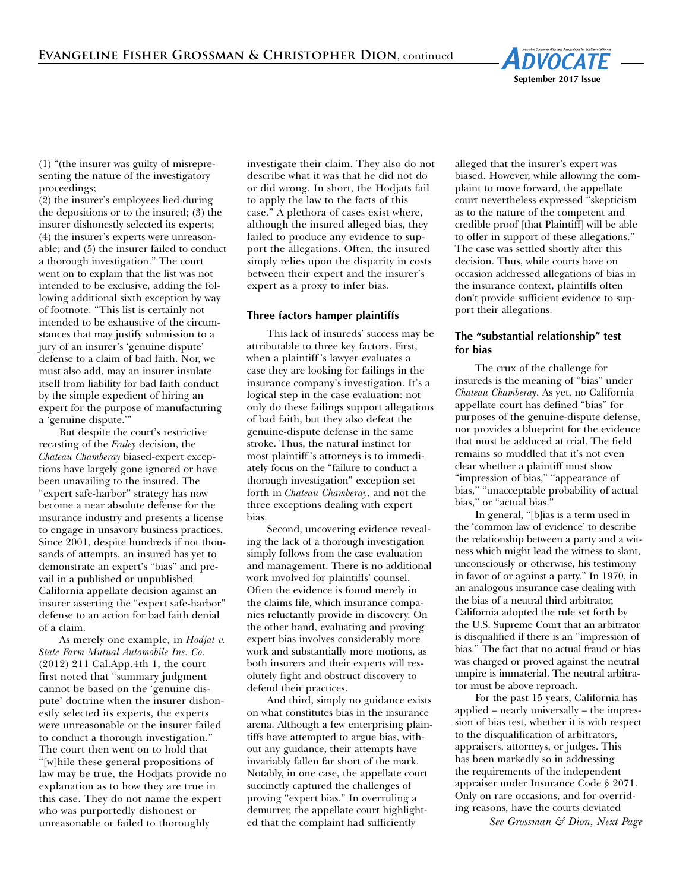(1) "(the insurer was guilty of misrepresenting the nature of the investigatory proceedings;
(2) the insurer's employees lied during the depositions or to the insured; (3) the insurer dishonestly selected its experts; (4) the insurer's experts were unreasonable; and (5) the insurer failed to conduct a thorough investigation." The court went on to explain that the list was not intended to be exclusive, adding the following additional sixth exception by way of footnote: "This list is certainly not intended to be exhaustive of the circumstances that may justify submission to a jury of an insurer's 'genuine dispute' defense to a claim of bad faith. Nor, we must also add, may an insurer insulate itself from liability for bad faith conduct by the simple expedient of hiring an expert for the purpose of manufacturing a 'genuine dispute.'"

But despite the court's restrictive recasting of the *Fraley* decision, the *Chateau Chamberay* biased-expert exceptions have largely gone ignored or have been unavailing to the insured. The "expert safe-harbor" strategy has now become a near absolute defense for the insurance industry and presents a license to engage in unsavory business practices. Since 2001, despite hundreds if not thousands of attempts, an insured has yet to demonstrate an expert's "bias" and prevail in a published or unpublished California appellate decision against an insurer asserting the "expert safe-harbor" defense to an action for bad faith denial of a claim.

As merely one example, in *Hodjat v. State Farm Mutual Automobile Ins. Co.* (2012) 211 Cal.App.4th 1, the court first noted that "summary judgment cannot be based on the 'genuine dispute' doctrine when the insurer dishonestly selected its experts, the experts were unreasonable or the insurer failed to conduct a thorough investigation." The court then went on to hold that "[w]hile these general propositions of law may be true, the Hodjats provide no explanation as to how they are true in this case. They do not name the expert who was purportedly dishonest or unreasonable or failed to thoroughly investigate their claim. They also do not describe what it was that he did not do or did wrong. In short, the Hodjats fail to apply the law to the facts of this case." A plethora of cases exist where, although the insured alleged bias, they failed to produce any evidence to support the allegations. Often, the insured simply relies upon the disparity in costs between their expert and the insurer's expert as a proxy to infer bias.

## Three factors hamper plaintiffs

This lack of insureds' success may be attributable to three key factors. First, when a plaintiff's lawyer evaluates a case they are looking for failings in the insurance company's investigation. It's a logical step in the case evaluation: not only do these failings support allegations of bad faith, but they also defeat the genuine-dispute defense in the same stroke. Thus, the natural instinct for most plaintiff's attorneys is to immediately focus on the "failure to conduct a thorough investigation" exception set forth in *Chateau Chamberay*, and not the three exceptions dealing with expert bias.

Second, uncovering evidence revealing the lack of a thorough investigation simply follows from the case evaluation and management. There is no additional work involved for plaintiffs' counsel. Often the evidence is found merely in the claims file, which insurance companies reluctantly provide in discovery. On the other hand, evaluating and proving expert bias involves considerably more work and substantially more motions, as both insurers and their experts will resolutely fight and obstruct discovery to defend their practices.

And third, simply no guidance exists on what constitutes bias in the insurance arena. Although a few enterprising plaintiffs have attempted to argue bias, without any guidance, their attempts have invariably fallen far short of the mark. Notably, in one case, the appellate court succinctly captured the challenges of proving "expert bias." In overruling a demurrer, the appellate court highlighted that the complaint had sufficiently alleged that the insurer's expert was biased. However, while allowing the complaint to move forward, the appellate court nevertheless expressed "skepticism as to the nature of the competent and credible proof [that Plaintiff] will be able to offer in support of these allegations." The case was settled shortly after this decision. Thus, while courts have on occasion addressed allegations of bias in the insurance context, plaintiffs often don't provide sufficient evidence to support their allegations.

## The "substantial relationship" test for bias

The crux of the challenge for insureds is the meaning of "bias" under *Chateau Chamberay*. As yet, no California appellate court has defined "bias" for purposes of the genuine-dispute defense, nor provides a blueprint for the evidence that must be adduced at trial. The field remains so muddled that it's not even clear whether a plaintiff must show "impression of bias," "appearance of bias," "unacceptable probability of actual bias," or "actual bias."

In general, "[b]ias is a term used in the 'common law of evidence' to describe the relationship between a party and a witness which might lead the witness to slant, unconsciously or otherwise, his testimony in favor of or against a party." In 1970, in an analogous insurance case dealing with the bias of a neutral third arbitrator, California adopted the rule set forth by the U.S. Supreme Court that an arbitrator is disqualified if there is an "impression of bias." The fact that no actual fraud or bias was charged or proved against the neutral umpire is immaterial. The neutral arbitrator must be above reproach.

For the past 15 years, California has applied – nearly universally – the impression of bias test, whether it is with respect to the disqualification of arbitrators, appraisers, attorneys, or judges. This has been markedly so in addressing the requirements of the independent appraiser under Insurance Code § 2071. Only on rare occasions, and for overriding reasons, have the courts deviated

*See Grossman & Dion, Next Page*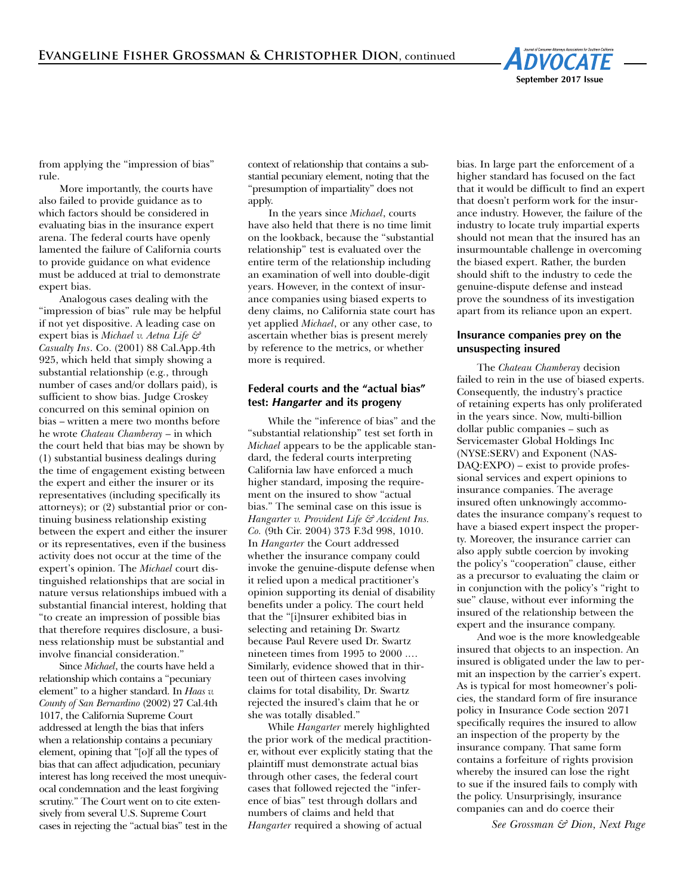from applying the "impression of bias" rule.

More importantly, the courts have also failed to provide guidance as to which factors should be considered in evaluating bias in the insurance expert arena. The federal courts have openly lamented the failure of California courts to provide guidance on what evidence must be adduced at trial to demonstrate expert bias.

Analogous cases dealing with the "impression of bias" rule may be helpful if not yet dispositive. A leading case on expert bias is *Michael v. Aetna Life & Casualty Ins*. Co. (2001) 88 Cal.App.4th 925, which held that simply showing a substantial relationship (e.g., through number of cases and/or dollars paid), is sufficient to show bias. Judge Croskey concurred on this seminal opinion on bias – written a mere two months before he wrote *Chateau Chamberay* – in which the court held that bias may be shown by (1) substantial business dealings during the time of engagement existing between the expert and either the insurer or its representatives (including specifically its attorneys); or (2) substantial prior or continuing business relationship existing between the expert and either the insurer or its representatives, even if the business activity does not occur at the time of the expert's opinion. The *Michael* court distinguished relationships that are social in nature versus relationships imbued with a substantial financial interest, holding that "to create an impression of possible bias that therefore requires disclosure, a business relationship must be substantial and involve financial consideration."

Since *Michael*, the courts have held a relationship which contains a "pecuniary element" to a higher standard. In *Haas v. County of San Bernardino* (2002) 27 Cal.4th 1017, the California Supreme Court addressed at length the bias that infers when a relationship contains a pecuniary element, opining that "[o]f all the types of bias that can affect adjudication, pecuniary interest has long received the most unequivocal condemnation and the least forgiving scrutiny." The Court went on to cite extensively from several U.S. Supreme Court cases in rejecting the "actual bias" test in the context of relationship that contains a substantial pecuniary element, noting that the "presumption of impartiality" does not apply.

In the years since *Michael*, courts have also held that there is no time limit on the lookback, because the "substantial relationship" test is evaluated over the entire term of the relationship including an examination of well into double-digit years. However, in the context of insurance companies using biased experts to deny claims, no California state court has yet applied *Michael*, or any other case, to ascertain whether bias is present merely by reference to the metrics, or whether more is required.

### Federal courts and the "actual bias" test: *Hangarter* and its progeny

While the "inference of bias" and the "substantial relationship" test set forth in *Michael* appears to be the applicable standard, the federal courts interpreting California law have enforced a much higher standard, imposing the requirement on the insured to show "actual bias." The seminal case on this issue is *Hangarter v. Provident Life & Accident Ins. Co.* (9th Cir. 2004) 373 F.3d 998, 1010. In *Hangarter* the Court addressed whether the insurance company could invoke the genuine-dispute defense when it relied upon a medical practitioner's opinion supporting its denial of disability benefits under a policy. The court held that the "[i]nsurer exhibited bias in selecting and retaining Dr. Swartz because Paul Revere used Dr. Swartz nineteen times from 1995 to 2000 .... Similarly, evidence showed that in thirteen out of thirteen cases involving claims for total disability, Dr. Swartz rejected the insured's claim that he or she was totally disabled."

While *Hangarter* merely highlighted the prior work of the medical practitioner, without ever explicitly stating that the plaintiff must demonstrate actual bias through other cases, the federal court cases that followed rejected the "inference of bias" test through dollars and numbers of claims and held that *Hangarter* required a showing of actual bias. In large part the enforcement of a higher standard has focused on the fact that it would be difficult to find an expert that doesn't perform work for the insurance industry. However, the failure of the industry to locate truly impartial experts should not mean that the insured has an insurmountable challenge in overcoming the biased expert. Rather, the burden should shift to the industry to cede the genuine-dispute defense and instead prove the soundness of its investigation apart from its reliance upon an expert.

### Insurance companies prey on the unsuspecting insured

The *Chateau Chamberay* decision failed to rein in the use of biased experts. Consequently, the industry's practice of retaining experts has only proliferated in the years since. Now, multi-billion dollar public companies – such as Servicemaster Global Holdings Inc (NYSE:SERV) and Exponent (NASDAQ:EXPO) – exist to provide professional services and expert opinions to insurance companies. The average insured often unknowingly accommodates the insurance company's request to have a biased expert inspect the property. Moreover, the insurance carrier can also apply subtle coercion by invoking the policy's "cooperation" clause, either as a precursor to evaluating the claim or in conjunction with the policy's "right to sue" clause, without ever informing the insured of the relationship between the expert and the insurance company.

And woe is the more knowledgeable insured that objects to an inspection. An insured is obligated under the law to permit an inspection by the carrier's expert. As is typical for most homeowner's policies, the standard form of fire insurance policy in Insurance Code section 2071 specifically requires the insured to allow an inspection of the property by the insurance company. That same form contains a forfeiture of rights provision whereby the insured can lose the right to sue if the insured fails to comply with the policy. Unsurprisingly, insurance companies can and do coerce their

*See Grossman & Dion, Next Page*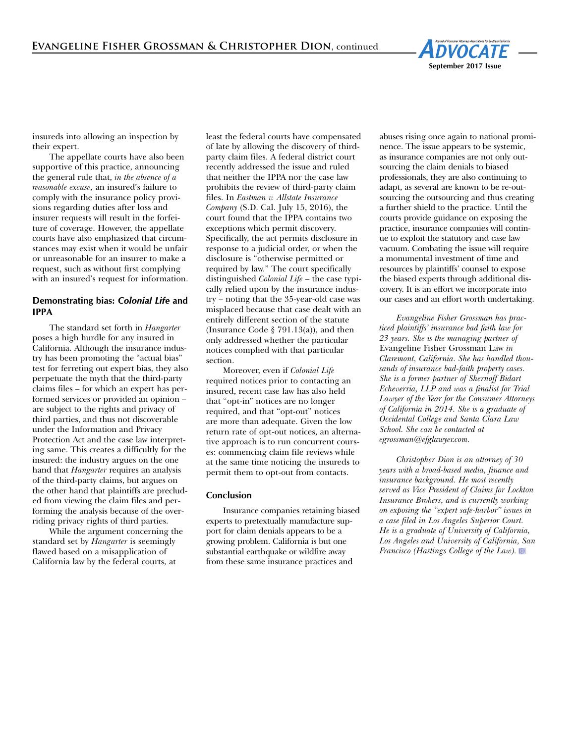insureds into allowing an inspection by their expert.

The appellate courts have also been supportive of this practice, announcing the general rule that, *in the absence of a reasonable excuse*, an insured's failure to comply with the insurance policy provisions regarding duties after loss and insurer requests will result in the forfeiture of coverage. However, the appellate courts have also emphasized that circumstances may exist when it would be unfair or unreasonable for an insurer to make a request, such as without first complying with an insured's request for information.

## Demonstrating bias: *Colonial Life* and IPPA

The standard set forth in *Hangarter* poses a high hurdle for any insured in California. Although the insurance industry has been promoting the "actual bias" test for ferreting out expert bias, they also perpetuate the myth that the third-party claims files – for which an expert has performed services or provided an opinion – are subject to the rights and privacy of third parties, and thus not discoverable under the Information and Privacy Protection Act and the case law interpreting same. This creates a difficultly for the insured: the industry argues on the one hand that *Hangarter* requires an analysis of the third-party claims, but argues on the other hand that plaintiffs are precluded from viewing the claim files and performing the analysis because of the overriding privacy rights of third parties.

While the argument concerning the standard set by *Hangarter* is seemingly flawed based on a misapplication of California law by the federal courts, at least the federal courts have compensated of late by allowing the discovery of third-party claim files. A federal district court recently addressed the issue and ruled that neither the IPPA nor the case law prohibits the review of third-party claim files. In *Eastman v. Allstate Insurance Company* (S.D. Cal. July 15, 2016), the court found that the IPPA contains two exceptions which permit discovery. Specifically, the act permits disclosure in response to a judicial order, or when the disclosure is "otherwise permitted or required by law." The court specifically distinguished *Colonial Life* – the case typically relied upon by the insurance industry – noting that the 35-year-old case was misplaced because that case dealt with an entirely different section of the statute (Insurance Code § 791.13(a)), and then only addressed whether the particular notices complied with that particular section.

Moreover, even if *Colonial Life* required notices prior to contacting an insured, recent case law has also held that "opt-in" notices are no longer required, and that "opt-out" notices are more than adequate. Given the low return rate of opt-out notices, an alternative approach is to run concurrent courses: commencing claim file reviews while at the same time noticing the insureds to permit them to opt-out from contacts.

## Conclusion

Insurance companies retaining biased experts to pretextually manufacture support for claim denials appears to be a growing problem. California is but one substantial earthquake or wildfire away from these same insurance practices and abuses rising once again to national prominence. The issue appears to be systemic, as insurance companies are not only outsourcing the claim denials to biased professionals, they are also continuing to adapt, as several are known to be re-outsourcing the outsourcing and thus creating a further shield to the practice. Until the courts provide guidance on exposing the practice, insurance companies will continue to exploit the statutory and case law vacuum. Combating the issue will require a monumental investment of time and resources by plaintiffs' counsel to expose the biased experts through additional discovery. It is an effort we incorporate into our cases and an effort worth undertaking.

*Evangeline Fisher Grossman has practiced plaintiffs' insurance bad faith law for 23 years. She is the managing partner of* Evangeline Fisher Grossman Law *in Claremont, California. She has handled thousands of insurance bad-faith property cases. She is a former partner of Shernoff Bidart Echeverria, LLP and was a finalist for Trial Lawyer of the Year for the Consumer Attorneys of California in 2014. She is a graduate of Occidental College and Santa Clara Law School. She can be contacted at egrossman@efglawyer.com.*

*Christopher Dion is an attorney of 30 years with a broad-based media, finance and insurance background. He most recently served as Vice President of Claims for Lockton Insurance Brokers, and is currently working on exposing the "expert safe-harbor" issues in a case filed in Los Angeles Superior Court. He is a graduate of University of California, Los Angeles and University of California, San Francisco (Hastings College of the Law).*